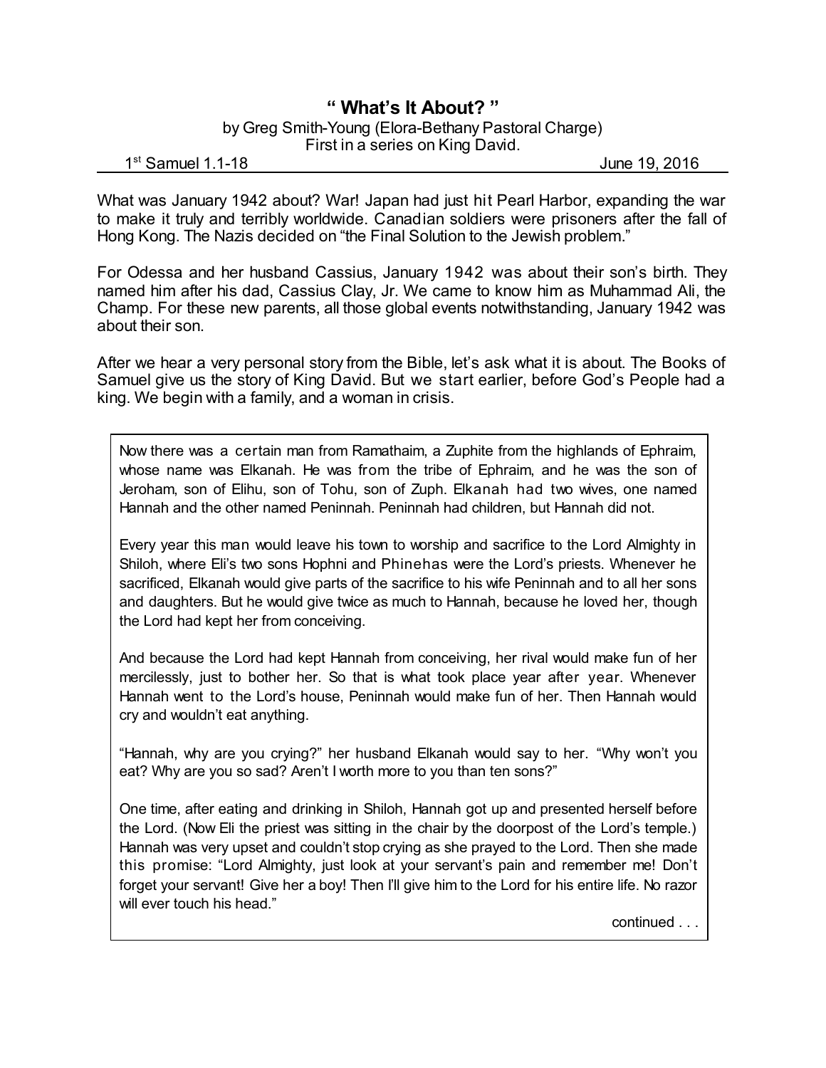# " What's It About? "

by Greg Smith-Young (Elora-Bethany Pastoral Charge)
First in a series on King David.

1st Samuel 1.1-18 June 19, 2016

What was January 1942 about? War! Japan had just hit Pearl Harbor, expanding the war to make it truly and terribly worldwide. Canadian soldiers were prisoners after the fall of Hong Kong. The Nazis decided on "the Final Solution to the Jewish problem."

For Odessa and her husband Cassius, January 1942 was about their son's birth. They named him after his dad, Cassius Clay, Jr. We came to know him as Muhammad Ali, the Champ. For these new parents, all those global events notwithstanding, January 1942 was about their son.

After we hear a very personal story from the Bible, let's ask what it is about. The Books of Samuel give us the story of King David. But we start earlier, before God's People had a king. We begin with a family, and a woman in crisis.

> Now there was a certain man from Ramathaim, a Zuphite from the highlands of Ephraim, whose name was Elkanah. He was from the tribe of Ephraim, and he was the son of Jeroham, son of Elihu, son of Tohu, son of Zuph. Elkanah had two wives, one named Hannah and the other named Peninnah. Peninnah had children, but Hannah did not.
>
> Every year this man would leave his town to worship and sacrifice to the Lord Almighty in Shiloh, where Eli's two sons Hophni and Phinehas were the Lord's priests. Whenever he sacrificed, Elkanah would give parts of the sacrifice to his wife Peninnah and to all her sons and daughters. But he would give twice as much to Hannah, because he loved her, though the Lord had kept her from conceiving.
>
> And because the Lord had kept Hannah from conceiving, her rival would make fun of her mercilessly, just to bother her. So that is what took place year after year. Whenever Hannah went to the Lord's house, Peninnah would make fun of her. Then Hannah would cry and wouldn't eat anything.
>
> "Hannah, why are you crying?" her husband Elkanah would say to her. "Why won't you eat? Why are you so sad? Aren't I worth more to you than ten sons?"
>
> One time, after eating and drinking in Shiloh, Hannah got up and presented herself before the Lord. (Now Eli the priest was sitting in the chair by the doorpost of the Lord's temple.) Hannah was very upset and couldn't stop crying as she prayed to the Lord. Then she made this promise: "Lord Almighty, just look at your servant's pain and remember me! Don't forget your servant! Give her a boy! Then I'll give him to the Lord for his entire life. No razor will ever touch his head."
>
> continued . . .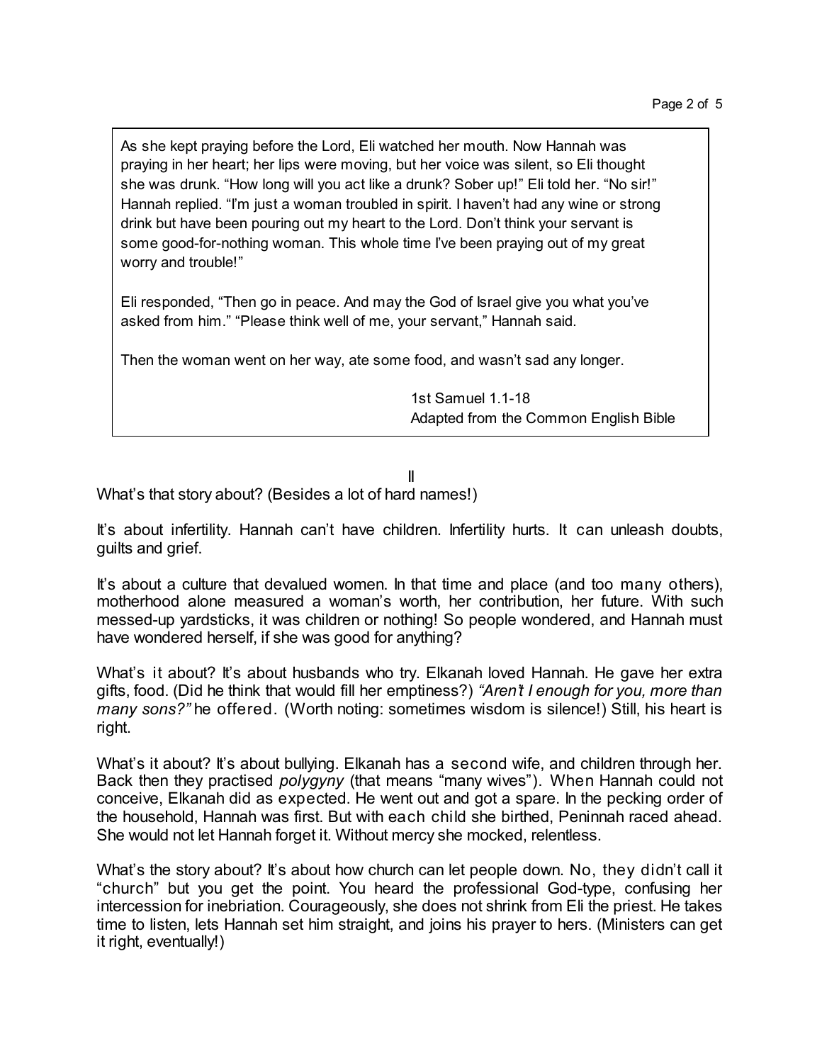> As she kept praying before the Lord, Eli watched her mouth. Now Hannah was praying in her heart; her lips were moving, but her voice was silent, so Eli thought she was drunk. "How long will you act like a drunk? Sober up!" Eli told her. "No sir!" Hannah replied. "I'm just a woman troubled in spirit. I haven't had any wine or strong drink but have been pouring out my heart to the Lord. Don't think your servant is some good-for-nothing woman. This whole time I've been praying out of my great worry and trouble!"
>
> Eli responded, "Then go in peace. And may the God of Israel give you what you've asked from him." "Please think well of me, your servant," Hannah said.
>
> Then the woman went on her way, ate some food, and wasn't sad any longer.
>
> 1st Samuel 1.1-18
> Adapted from the Common English Bible

## II

What's that story about? (Besides a lot of hard names!)

It's about infertility. Hannah can't have children. Infertility hurts. It can unleash doubts, guilts and grief.

It's about a culture that devalued women. In that time and place (and too many others), motherhood alone measured a woman's worth, her contribution, her future. With such messed-up yardsticks, it was children or nothing! So people wondered, and Hannah must have wondered herself, if she was good for anything?

What's it about? It's about husbands who try. Elkanah loved Hannah. He gave her extra gifts, food. (Did he think that would fill her emptiness?) *"Aren't I enough for you, more than many sons?"* he offered. (Worth noting: sometimes wisdom is silence!) Still, his heart is right.

What's it about? It's about bullying. Elkanah has a second wife, and children through her. Back then they practised *polygyny* (that means "many wives"). When Hannah could not conceive, Elkanah did as expected. He went out and got a spare. In the pecking order of the household, Hannah was first. But with each child she birthed, Peninnah raced ahead. She would not let Hannah forget it. Without mercy she mocked, relentless.

What's the story about? It's about how church can let people down. No, they didn't call it "church" but you get the point. You heard the professional God-type, confusing her intercession for inebriation. Courageously, she does not shrink from Eli the priest. He takes time to listen, lets Hannah set him straight, and joins his prayer to hers. (Ministers can get it right, eventually!)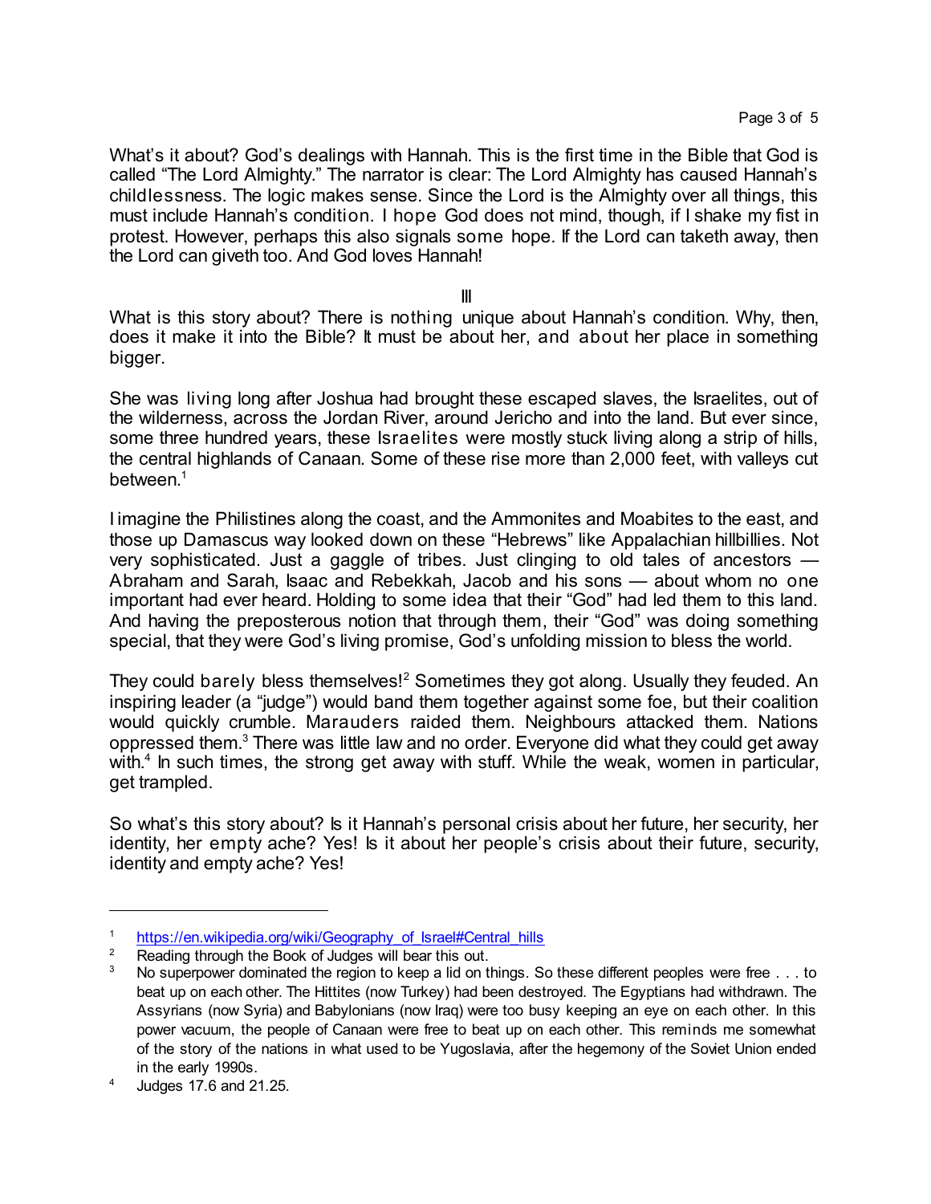What's it about? God's dealings with Hannah. This is the first time in the Bible that God is called "The Lord Almighty." The narrator is clear: The Lord Almighty has caused Hannah's childlessness. The logic makes sense. Since the Lord is the Almighty over all things, this must include Hannah's condition. I hope God does not mind, though, if I shake my fist in protest. However, perhaps this also signals some hope. If the Lord can taketh away, then the Lord can giveth too. And God loves Hannah!

III

What is this story about? There is nothing unique about Hannah's condition. Why, then, does it make it into the Bible? It must be about her, and about her place in something bigger.

She was living long after Joshua had brought these escaped slaves, the Israelites, out of the wilderness, across the Jordan River, around Jericho and into the land. But ever since, some three hundred years, these Israelites were mostly stuck living along a strip of hills, the central highlands of Canaan. Some of these rise more than 2,000 feet, with valleys cut between.[1]

I imagine the Philistines along the coast, and the Ammonites and Moabites to the east, and those up Damascus way looked down on these "Hebrews" like Appalachian hillbillies. Not very sophisticated. Just a gaggle of tribes. Just clinging to old tales of ancestors — Abraham and Sarah, Isaac and Rebekkah, Jacob and his sons — about whom no one important had ever heard. Holding to some idea that their "God" had led them to this land. And having the preposterous notion that through them, their "God" was doing something special, that they were God's living promise, God's unfolding mission to bless the world.

They could barely bless themselves![2] Sometimes they got along. Usually they feuded. An inspiring leader (a "judge") would band them together against some foe, but their coalition would quickly crumble. Marauders raided them. Neighbours attacked them. Nations oppressed them.[3] There was little law and no order. Everyone did what they could get away with.[4] In such times, the strong get away with stuff. While the weak, women in particular, get trampled.

So what's this story about? Is it Hannah's personal crisis about her future, her security, her identity, her empty ache? Yes! Is it about her people's crisis about their future, security, identity and empty ache? Yes!

---

[1] https://en.wikipedia.org/wiki/Geography_of_Israel#Central_hills

[2] Reading through the Book of Judges will bear this out.

[3] No superpower dominated the region to keep a lid on things. So these different peoples were free . . . to beat up on each other. The Hittites (now Turkey) had been destroyed. The Egyptians had withdrawn. The Assyrians (now Syria) and Babylonians (now Iraq) were too busy keeping an eye on each other. In this power vacuum, the people of Canaan were free to beat up on each other. This reminds me somewhat of the story of the nations in what used to be Yugoslavia, after the hegemony of the Soviet Union ended in the early 1990s.

[4] Judges 17.6 and 21.25.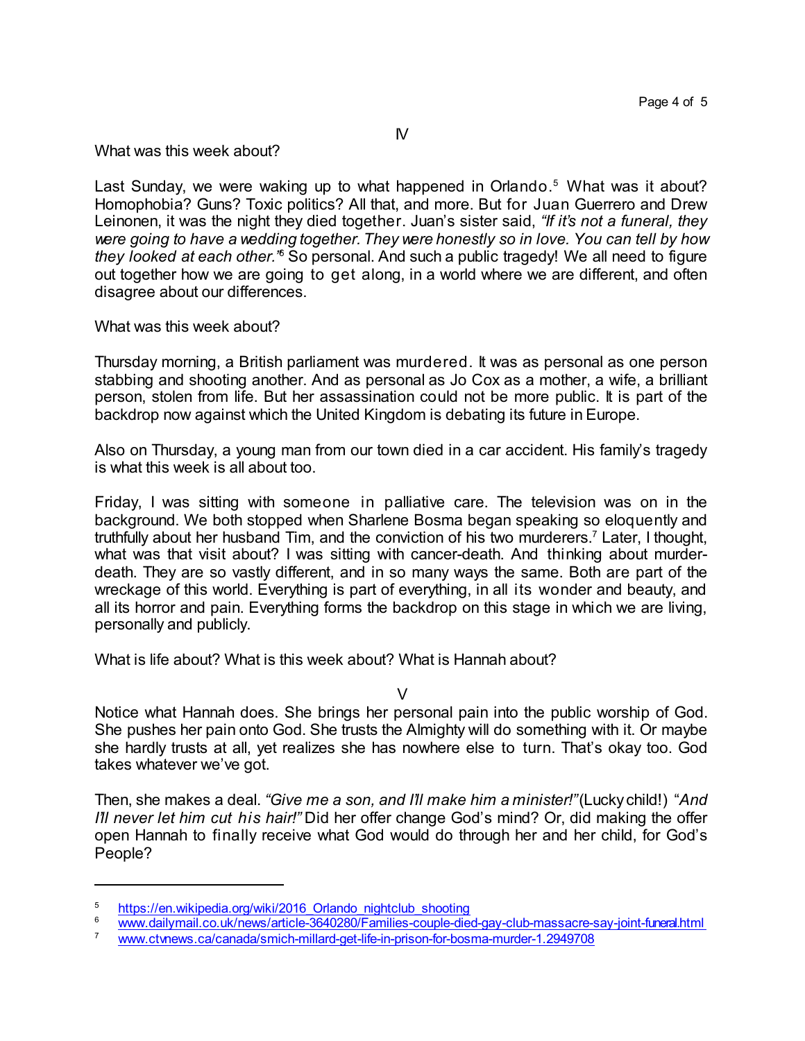IV

What was this week about?

Last Sunday, we were waking up to what happened in Orlando.[5] What was it about? Homophobia? Guns? Toxic politics? All that, and more. But for Juan Guerrero and Drew Leinonen, it was the night they died together. Juan's sister said, *"If it's not a funeral, they were going to have a wedding together. They were honestly so in love. You can tell by how they looked at each other."*[6] So personal. And such a public tragedy! We all need to figure out together how we are going to get along, in a world where we are different, and often disagree about our differences.

What was this week about?

Thursday morning, a British parliament was murdered. It was as personal as one person stabbing and shooting another. And as personal as Jo Cox as a mother, a wife, a brilliant person, stolen from life. But her assassination could not be more public. It is part of the backdrop now against which the United Kingdom is debating its future in Europe.

Also on Thursday, a young man from our town died in a car accident. His family's tragedy is what this week is all about too.

Friday, I was sitting with someone in palliative care. The television was on in the background. We both stopped when Sharlene Bosma began speaking so eloquently and truthfully about her husband Tim, and the conviction of his two murderers.[7] Later, I thought, what was that visit about? I was sitting with cancer-death. And thinking about murder-death. They are so vastly different, and in so many ways the same. Both are part of the wreckage of this world. Everything is part of everything, in all its wonder and beauty, and all its horror and pain. Everything forms the backdrop on this stage in which we are living, personally and publicly.

What is life about? What is this week about? What is Hannah about?

V

Notice what Hannah does. She brings her personal pain into the public worship of God. She pushes her pain onto God. She trusts the Almighty will do something with it. Or maybe she hardly trusts at all, yet realizes she has nowhere else to turn. That's okay too. God takes whatever we've got.

Then, she makes a deal. *"Give me a son, and I'll make him a minister!"* (Lucky child!) "*And I'll never let him cut his hair!"* Did her offer change God's mind? Or, did making the offer open Hannah to finally receive what God would do through her and her child, for God's People?

---

[5] https://en.wikipedia.org/wiki/2016_Orlando_nightclub_shooting

[6] www.dailymail.co.uk/news/article-3640280/Families-couple-died-gay-club-massacre-say-joint-funeral.html

[7] www.ctvnews.ca/canada/smich-millard-get-life-in-prison-for-bosma-murder-1.2949708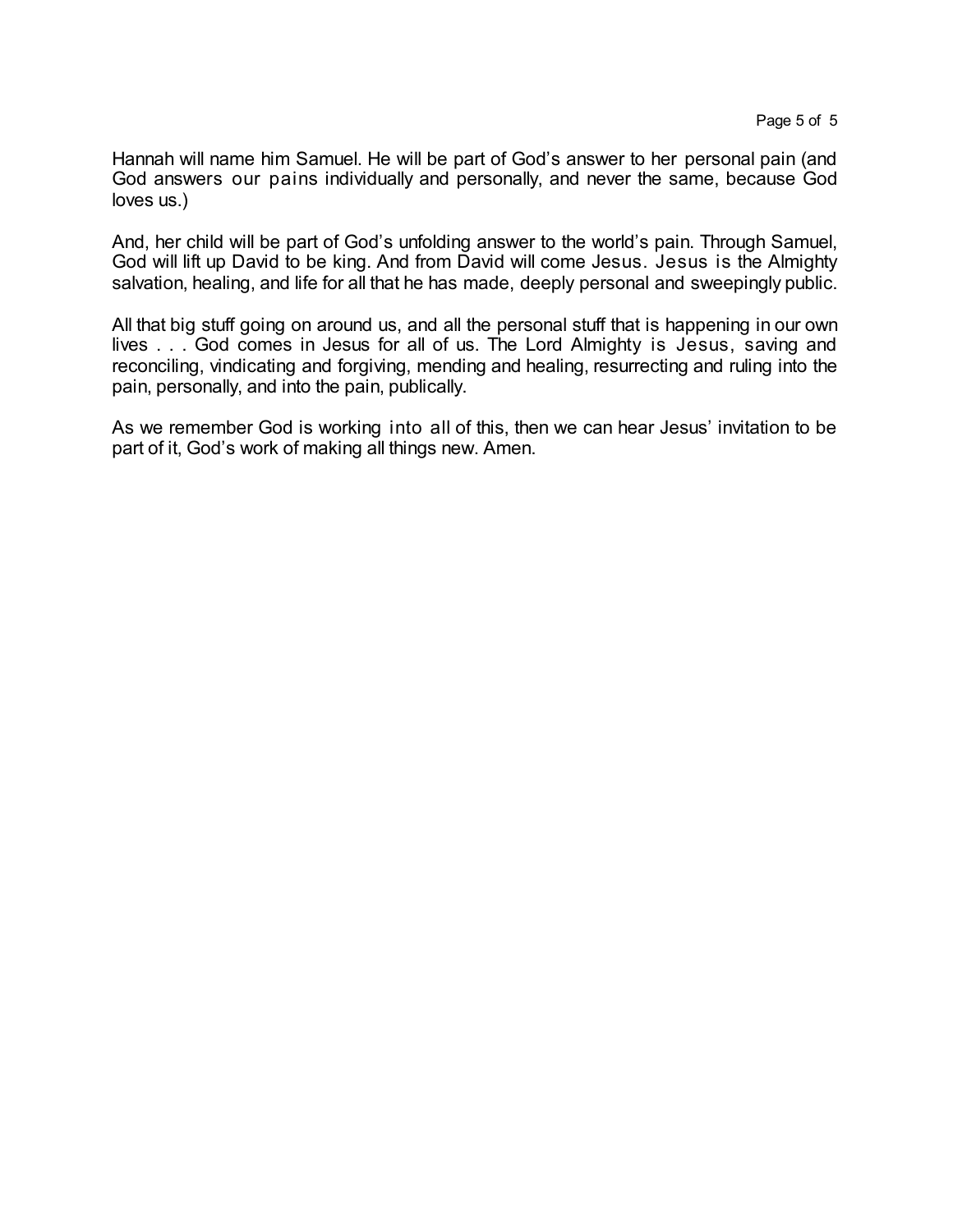Hannah will name him Samuel. He will be part of God's answer to her personal pain (and God answers our pains individually and personally, and never the same, because God loves us.)

And, her child will be part of God's unfolding answer to the world's pain. Through Samuel, God will lift up David to be king. And from David will come Jesus. Jesus is the Almighty salvation, healing, and life for all that he has made, deeply personal and sweepingly public.

All that big stuff going on around us, and all the personal stuff that is happening in our own lives . . . God comes in Jesus for all of us. The Lord Almighty is Jesus, saving and reconciling, vindicating and forgiving, mending and healing, resurrecting and ruling into the pain, personally, and into the pain, publically.

As we remember God is working into all of this, then we can hear Jesus' invitation to be part of it, God's work of making all things new. Amen.